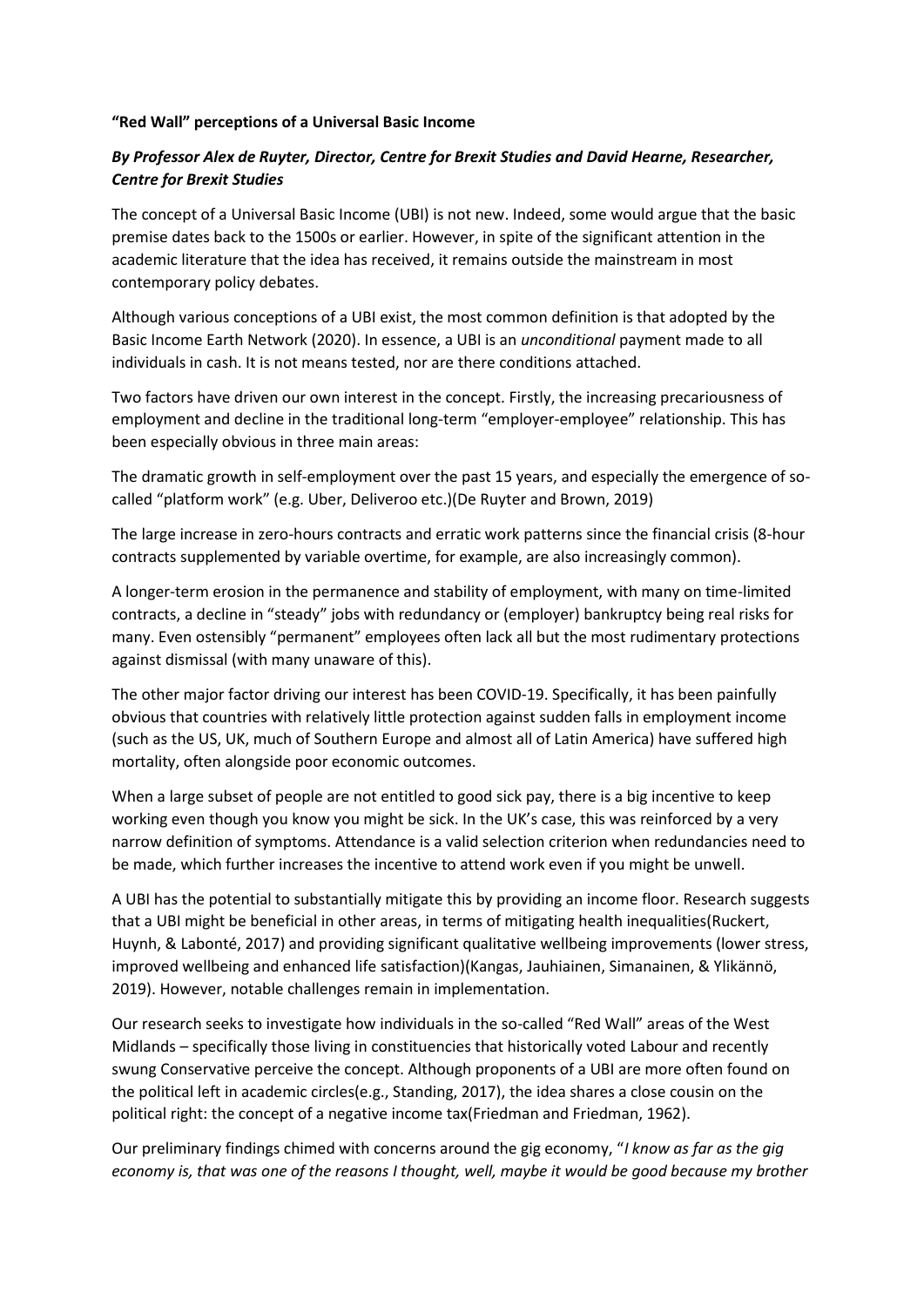**"Red Wall" perceptions of a Universal Basic Income**

***By Professor Alex de Ruyter, Director, Centre for Brexit Studies and David Hearne, Researcher, Centre for Brexit Studies***

The concept of a Universal Basic Income (UBI) is not new. Indeed, some would argue that the basic premise dates back to the 1500s or earlier. However, in spite of the significant attention in the academic literature that the idea has received, it remains outside the mainstream in most contemporary policy debates.

Although various conceptions of a UBI exist, the most common definition is that adopted by the Basic Income Earth Network (2020). In essence, a UBI is an *unconditional* payment made to all individuals in cash. It is not means tested, nor are there conditions attached.

Two factors have driven our own interest in the concept. Firstly, the increasing precariousness of employment and decline in the traditional long-term "employer-employee" relationship. This has been especially obvious in three main areas:

The dramatic growth in self-employment over the past 15 years, and especially the emergence of so-called "platform work" (e.g. Uber, Deliveroo etc.)(De Ruyter and Brown, 2019)

The large increase in zero-hours contracts and erratic work patterns since the financial crisis (8-hour contracts supplemented by variable overtime, for example, are also increasingly common).

A longer-term erosion in the permanence and stability of employment, with many on time-limited contracts, a decline in "steady" jobs with redundancy or (employer) bankruptcy being real risks for many. Even ostensibly "permanent" employees often lack all but the most rudimentary protections against dismissal (with many unaware of this).

The other major factor driving our interest has been COVID-19. Specifically, it has been painfully obvious that countries with relatively little protection against sudden falls in employment income (such as the US, UK, much of Southern Europe and almost all of Latin America) have suffered high mortality, often alongside poor economic outcomes.

When a large subset of people are not entitled to good sick pay, there is a big incentive to keep working even though you know you might be sick. In the UK's case, this was reinforced by a very narrow definition of symptoms. Attendance is a valid selection criterion when redundancies need to be made, which further increases the incentive to attend work even if you might be unwell.

A UBI has the potential to substantially mitigate this by providing an income floor. Research suggests that a UBI might be beneficial in other areas, in terms of mitigating health inequalities(Ruckert, Huynh, & Labonté, 2017) and providing significant qualitative wellbeing improvements (lower stress, improved wellbeing and enhanced life satisfaction)(Kangas, Jauhiainen, Simanainen, & Ylikännö, 2019). However, notable challenges remain in implementation.

Our research seeks to investigate how individuals in the so-called "Red Wall" areas of the West Midlands – specifically those living in constituencies that historically voted Labour and recently swung Conservative perceive the concept. Although proponents of a UBI are more often found on the political left in academic circles(e.g., Standing, 2017), the idea shares a close cousin on the political right: the concept of a negative income tax(Friedman and Friedman, 1962).

Our preliminary findings chimed with concerns around the gig economy, "*I know as far as the gig economy is, that was one of the reasons I thought, well, maybe it would be good because my brother*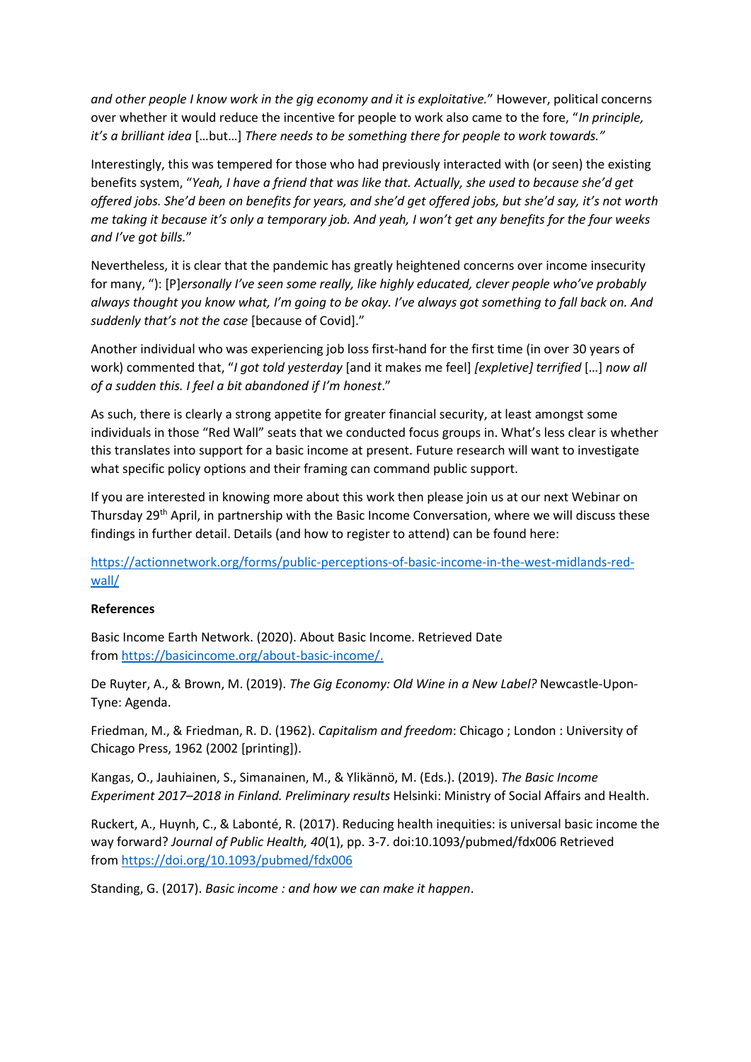*and other people I know work in the gig economy and it is exploitative.*" However, political concerns over whether it would reduce the incentive for people to work also came to the fore, "*In principle, it's a brilliant idea* […but…] *There needs to be something there for people to work towards.*"

Interestingly, this was tempered for those who had previously interacted with (or seen) the existing benefits system, "*Yeah, I have a friend that was like that. Actually, she used to because she'd get offered jobs. She'd been on benefits for years, and she'd get offered jobs, but she'd say, it's not worth me taking it because it's only a temporary job. And yeah, I won't get any benefits for the four weeks and I've got bills.*"

Nevertheless, it is clear that the pandemic has greatly heightened concerns over income insecurity for many, "): [P]*ersonally I've seen some really, like highly educated, clever people who've probably always thought you know what, I'm going to be okay. I've always got something to fall back on. And suddenly that's not the case* [because of Covid]."

Another individual who was experiencing job loss first-hand for the first time (in over 30 years of work) commented that, "*I got told yesterday* [and it makes me feel] *[expletive] terrified* […] *now all of a sudden this. I feel a bit abandoned if I'm honest*."

As such, there is clearly a strong appetite for greater financial security, at least amongst some individuals in those "Red Wall" seats that we conducted focus groups in. What's less clear is whether this translates into support for a basic income at present. Future research will want to investigate what specific policy options and their framing can command public support.

If you are interested in knowing more about this work then please join us at our next Webinar on Thursday 29th April, in partnership with the Basic Income Conversation, where we will discuss these findings in further detail. Details (and how to register to attend) can be found here:

https://actionnetwork.org/forms/public-perceptions-of-basic-income-in-the-west-midlands-red-wall/

**References**

Basic Income Earth Network. (2020). About Basic Income. Retrieved Date from https://basicincome.org/about-basic-income/.

De Ruyter, A., & Brown, M. (2019). *The Gig Economy: Old Wine in a New Label?* Newcastle-Upon-Tyne: Agenda.

Friedman, M., & Friedman, R. D. (1962). *Capitalism and freedom*: Chicago ; London : University of Chicago Press, 1962 (2002 [printing]).

Kangas, O., Jauhiainen, S., Simanainen, M., & Ylikännö, M. (Eds.). (2019). *The Basic Income Experiment 2017–2018 in Finland. Preliminary results* Helsinki: Ministry of Social Affairs and Health.

Ruckert, A., Huynh, C., & Labonté, R. (2017). Reducing health inequities: is universal basic income the way forward? *Journal of Public Health, 40*(1), pp. 3-7. doi:10.1093/pubmed/fdx006 Retrieved from https://doi.org/10.1093/pubmed/fdx006

Standing, G. (2017). *Basic income : and how we can make it happen*.